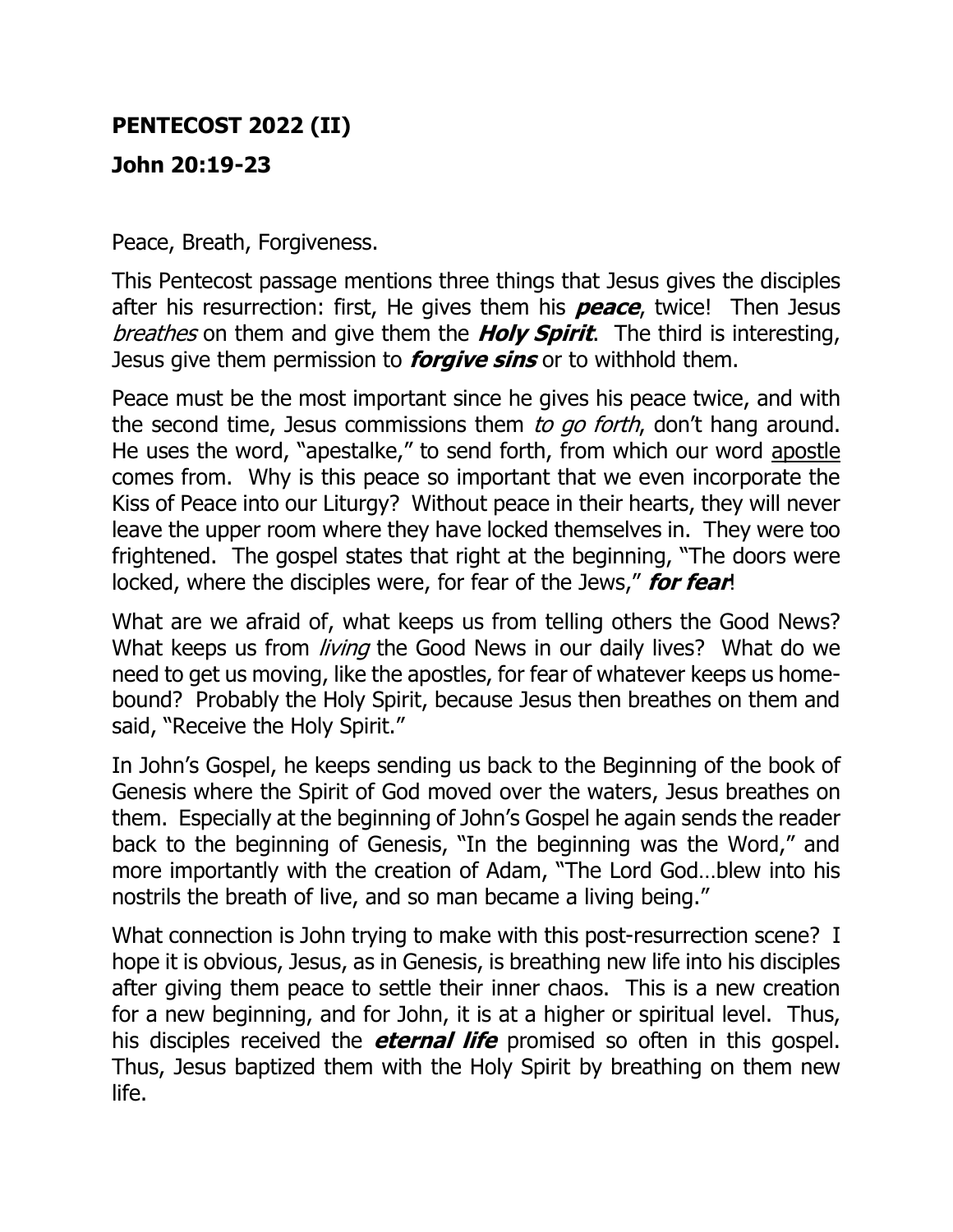**PENTECOST 2022 (II)**

**John 20:19-23**

Peace, Breath, Forgiveness.

This Pentecost passage mentions three things that Jesus gives the disciples after his resurrection: first, He gives them his ***peace***, twice! Then Jesus *breathes* on them and give them the ***Holy Spirit***. The third is interesting, Jesus give them permission to ***forgive sins*** or to withhold them.

Peace must be the most important since he gives his peace twice, and with the second time, Jesus commissions them *to go forth*, don't hang around. He uses the word, "apestalke," to send forth, from which our word <u>apostle</u> comes from. Why is this peace so important that we even incorporate the Kiss of Peace into our Liturgy? Without peace in their hearts, they will never leave the upper room where they have locked themselves in. They were too frightened. The gospel states that right at the beginning, "The doors were locked, where the disciples were, for fear of the Jews," ***for fear***!

What are we afraid of, what keeps us from telling others the Good News? What keeps us from *living* the Good News in our daily lives? What do we need to get us moving, like the apostles, for fear of whatever keeps us home-bound? Probably the Holy Spirit, because Jesus then breathes on them and said, "Receive the Holy Spirit."

In John's Gospel, he keeps sending us back to the Beginning of the book of Genesis where the Spirit of God moved over the waters, Jesus breathes on them. Especially at the beginning of John's Gospel he again sends the reader back to the beginning of Genesis, "In the beginning was the Word," and more importantly with the creation of Adam, "The Lord God…blew into his nostrils the breath of live, and so man became a living being."

What connection is John trying to make with this post-resurrection scene? I hope it is obvious, Jesus, as in Genesis, is breathing new life into his disciples after giving them peace to settle their inner chaos. This is a new creation for a new beginning, and for John, it is at a higher or spiritual level. Thus, his disciples received the ***eternal life*** promised so often in this gospel. Thus, Jesus baptized them with the Holy Spirit by breathing on them new life.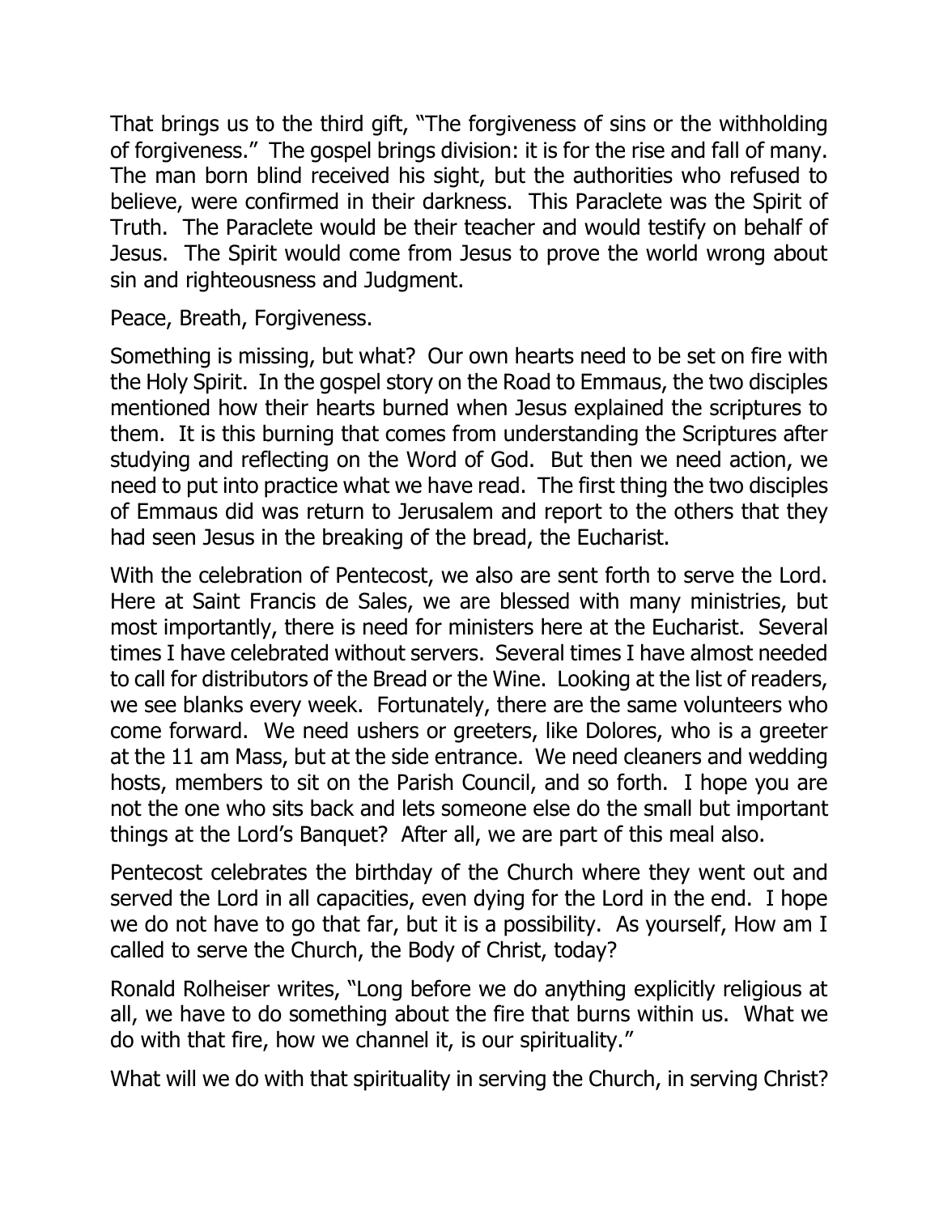That brings us to the third gift, "The forgiveness of sins or the withholding of forgiveness." The gospel brings division: it is for the rise and fall of many. The man born blind received his sight, but the authorities who refused to believe, were confirmed in their darkness. This Paraclete was the Spirit of Truth. The Paraclete would be their teacher and would testify on behalf of Jesus. The Spirit would come from Jesus to prove the world wrong about sin and righteousness and Judgment.

Peace, Breath, Forgiveness.

Something is missing, but what? Our own hearts need to be set on fire with the Holy Spirit. In the gospel story on the Road to Emmaus, the two disciples mentioned how their hearts burned when Jesus explained the scriptures to them. It is this burning that comes from understanding the Scriptures after studying and reflecting on the Word of God. But then we need action, we need to put into practice what we have read. The first thing the two disciples of Emmaus did was return to Jerusalem and report to the others that they had seen Jesus in the breaking of the bread, the Eucharist.

With the celebration of Pentecost, we also are sent forth to serve the Lord. Here at Saint Francis de Sales, we are blessed with many ministries, but most importantly, there is need for ministers here at the Eucharist. Several times I have celebrated without servers. Several times I have almost needed to call for distributors of the Bread or the Wine. Looking at the list of readers, we see blanks every week. Fortunately, there are the same volunteers who come forward. We need ushers or greeters, like Dolores, who is a greeter at the 11 am Mass, but at the side entrance. We need cleaners and wedding hosts, members to sit on the Parish Council, and so forth. I hope you are not the one who sits back and lets someone else do the small but important things at the Lord's Banquet? After all, we are part of this meal also.

Pentecost celebrates the birthday of the Church where they went out and served the Lord in all capacities, even dying for the Lord in the end. I hope we do not have to go that far, but it is a possibility. As yourself, How am I called to serve the Church, the Body of Christ, today?

Ronald Rolheiser writes, "Long before we do anything explicitly religious at all, we have to do something about the fire that burns within us. What we do with that fire, how we channel it, is our spirituality."

What will we do with that spirituality in serving the Church, in serving Christ?